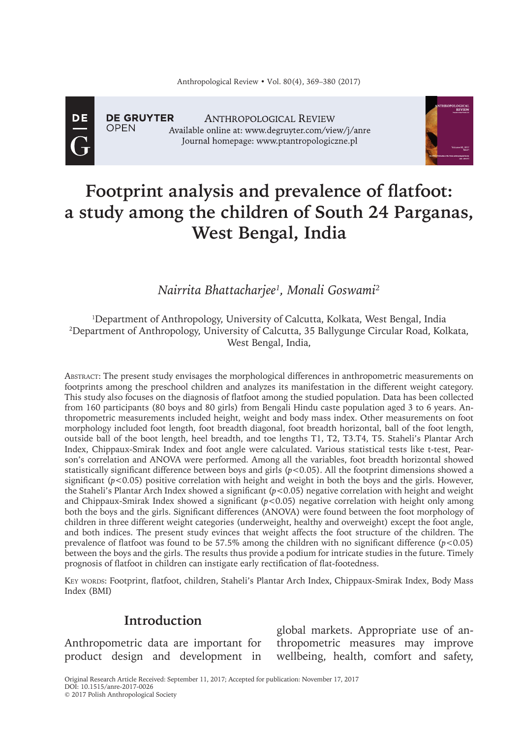# Footprint analysis and prevalence of flatfoot: a study among the children of South 24 Parganas, West Bengal, India

*Nairrita Bhattacharjee*[1], *Monali Goswami*[2]

[1]Department of Anthropology, University of Calcutta, Kolkata, West Bengal, India
[2]Department of Anthropology, University of Calcutta, 35 Ballygunge Circular Road, Kolkata, West Bengal, India,

Abstract: The present study envisages the morphological differences in anthropometric measurements on footprints among the preschool children and analyzes its manifestation in the different weight category. This study also focuses on the diagnosis of flatfoot among the studied population. Data has been collected from 160 participants (80 boys and 80 girls) from Bengali Hindu caste population aged 3 to 6 years. Anthropometric measurements included height, weight and body mass index. Other measurements on foot morphology included foot length, foot breadth diagonal, foot breadth horizontal, ball of the foot length, outside ball of the boot length, heel breadth, and toe lengths T1, T2, T3.T4, T5. Staheli's Plantar Arch Index, Chippaux-Smirak Index and foot angle were calculated. Various statistical tests like t-test, Pearson's correlation and ANOVA were performed. Among all the variables, foot breadth horizontal showed statistically significant difference between boys and girls ($p<0.05$). All the footprint dimensions showed a significant ($p<0.05$) positive correlation with height and weight in both the boys and the girls. However, the Staheli's Plantar Arch Index showed a significant ($p<0.05$) negative correlation with height and weight and Chippaux-Smirak Index showed a significant ($p<0.05$) negative correlation with height only among both the boys and the girls. Significant differences (ANOVA) were found between the foot morphology of children in three different weight categories (underweight, healthy and overweight) except the foot angle, and both indices. The present study evinces that weight affects the foot structure of the children. The prevalence of flatfoot was found to be 57.5% among the children with no significant difference ($p<0.05$) between the boys and the girls. The results thus provide a podium for intricate studies in the future. Timely prognosis of flatfoot in children can instigate early rectification of flat-footedness.

Key words: Footprint, flatfoot, children, Staheli's Plantar Arch Index, Chippaux-Smirak Index, Body Mass Index (BMI)

## Introduction

Anthropometric data are important for product design and development in global markets. Appropriate use of anthropometric measures may improve wellbeing, health, comfort and safety,

Original Research Article Received: September 11, 2017; Accepted for publication: November 17, 2017
DOI: 10.1515/anre-2017-0026
© 2017 Polish Anthropological Society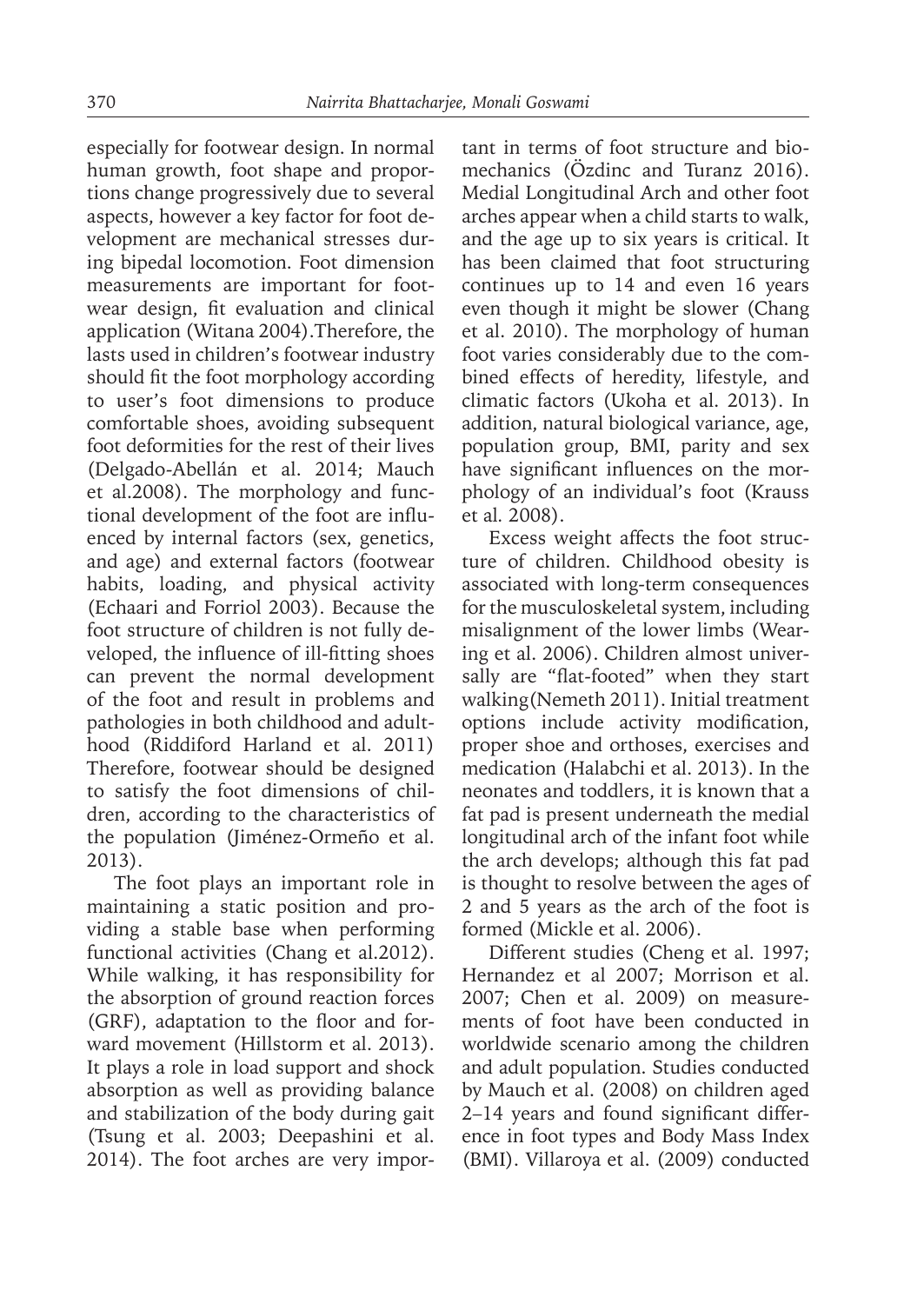especially for footwear design. In normal human growth, foot shape and proportions change progressively due to several aspects, however a key factor for foot development are mechanical stresses during bipedal locomotion. Foot dimension measurements are important for footwear design, fit evaluation and clinical application (Witana 2004).Therefore, the lasts used in children's footwear industry should fit the foot morphology according to user's foot dimensions to produce comfortable shoes, avoiding subsequent foot deformities for the rest of their lives (Delgado-Abellán et al. 2014; Mauch et al.2008). The morphology and functional development of the foot are influenced by internal factors (sex, genetics, and age) and external factors (footwear habits, loading, and physical activity (Echaari and Forriol 2003). Because the foot structure of children is not fully developed, the influence of ill-fitting shoes can prevent the normal development of the foot and result in problems and pathologies in both childhood and adulthood (Riddiford Harland et al. 2011) Therefore, footwear should be designed to satisfy the foot dimensions of children, according to the characteristics of the population (Jiménez-Ormeño et al. 2013).

The foot plays an important role in maintaining a static position and providing a stable base when performing functional activities (Chang et al.2012). While walking, it has responsibility for the absorption of ground reaction forces (GRF), adaptation to the floor and forward movement (Hillstorm et al. 2013). It plays a role in load support and shock absorption as well as providing balance and stabilization of the body during gait (Tsung et al. 2003; Deepashini et al. 2014). The foot arches are very important in terms of foot structure and biomechanics (Özdinc and Turanz 2016). Medial Longitudinal Arch and other foot arches appear when a child starts to walk, and the age up to six years is critical. It has been claimed that foot structuring continues up to 14 and even 16 years even though it might be slower (Chang et al. 2010). The morphology of human foot varies considerably due to the combined effects of heredity, lifestyle, and climatic factors (Ukoha et al. 2013). In addition, natural biological variance, age, population group, BMI, parity and sex have significant influences on the morphology of an individual's foot (Krauss et al. 2008).

Excess weight affects the foot structure of children. Childhood obesity is associated with long-term consequences for the musculoskeletal system, including misalignment of the lower limbs (Wearing et al. 2006). Children almost universally are "flat-footed" when they start walking(Nemeth 2011). Initial treatment options include activity modification, proper shoe and orthoses, exercises and medication (Halabchi et al. 2013). In the neonates and toddlers, it is known that a fat pad is present underneath the medial longitudinal arch of the infant foot while the arch develops; although this fat pad is thought to resolve between the ages of 2 and 5 years as the arch of the foot is formed (Mickle et al. 2006).

Different studies (Cheng et al. 1997; Hernandez et al 2007; Morrison et al. 2007; Chen et al. 2009) on measurements of foot have been conducted in worldwide scenario among the children and adult population. Studies conducted by Mauch et al. (2008) on children aged 2–14 years and found significant difference in foot types and Body Mass Index (BMI). Villaroya et al. (2009) conducted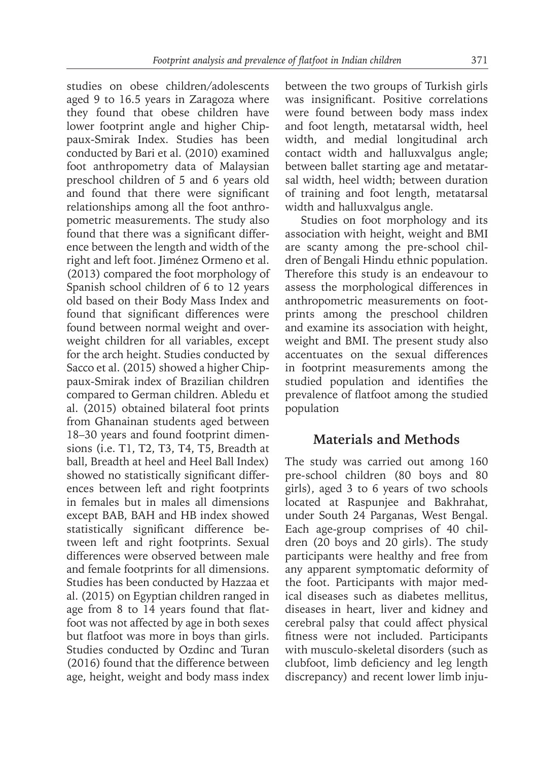studies on obese children/adolescents aged 9 to 16.5 years in Zaragoza where they found that obese children have lower footprint angle and higher Chippaux-Smirak Index. Studies has been conducted by Bari et al. (2010) examined foot anthropometry data of Malaysian preschool children of 5 and 6 years old and found that there were significant relationships among all the foot anthropometric measurements. The study also found that there was a significant difference between the length and width of the right and left foot. Jiménez Ormeno et al. (2013) compared the foot morphology of Spanish school children of 6 to 12 years old based on their Body Mass Index and found that significant differences were found between normal weight and overweight children for all variables, except for the arch height. Studies conducted by Sacco et al. (2015) showed a higher Chippaux-Smirak index of Brazilian children compared to German children. Abledu et al. (2015) obtained bilateral foot prints from Ghanainan students aged between 18–30 years and found footprint dimensions (i.e. T1, T2, T3, T4, T5, Breadth at ball, Breadth at heel and Heel Ball Index) showed no statistically significant differences between left and right footprints in females but in males all dimensions except BAB, BAH and HB index showed statistically significant difference between left and right footprints. Sexual differences were observed between male and female footprints for all dimensions. Studies has been conducted by Hazzaa et al. (2015) on Egyptian children ranged in age from 8 to 14 years found that flatfoot was not affected by age in both sexes but flatfoot was more in boys than girls. Studies conducted by Ozdinc and Turan (2016) found that the difference between age, height, weight and body mass index between the two groups of Turkish girls was insignificant. Positive correlations were found between body mass index and foot length, metatarsal width, heel width, and medial longitudinal arch contact width and halluxvalgus angle; between ballet starting age and metatarsal width, heel width; between duration of training and foot length, metatarsal width and halluxvalgus angle.

Studies on foot morphology and its association with height, weight and BMI are scanty among the pre-school children of Bengali Hindu ethnic population. Therefore this study is an endeavour to assess the morphological differences in anthropometric measurements on footprints among the preschool children and examine its association with height, weight and BMI. The present study also accentuates on the sexual differences in footprint measurements among the studied population and identifies the prevalence of flatfoot among the studied population

## Materials and Methods

The study was carried out among 160 pre-school children (80 boys and 80 girls), aged 3 to 6 years of two schools located at Raspunjee and Bakhrahat, under South 24 Parganas, West Bengal. Each age-group comprises of 40 children (20 boys and 20 girls). The study participants were healthy and free from any apparent symptomatic deformity of the foot. Participants with major medical diseases such as diabetes mellitus, diseases in heart, liver and kidney and cerebral palsy that could affect physical fitness were not included. Participants with musculo-skeletal disorders (such as clubfoot, limb deficiency and leg length discrepancy) and recent lower limb inju-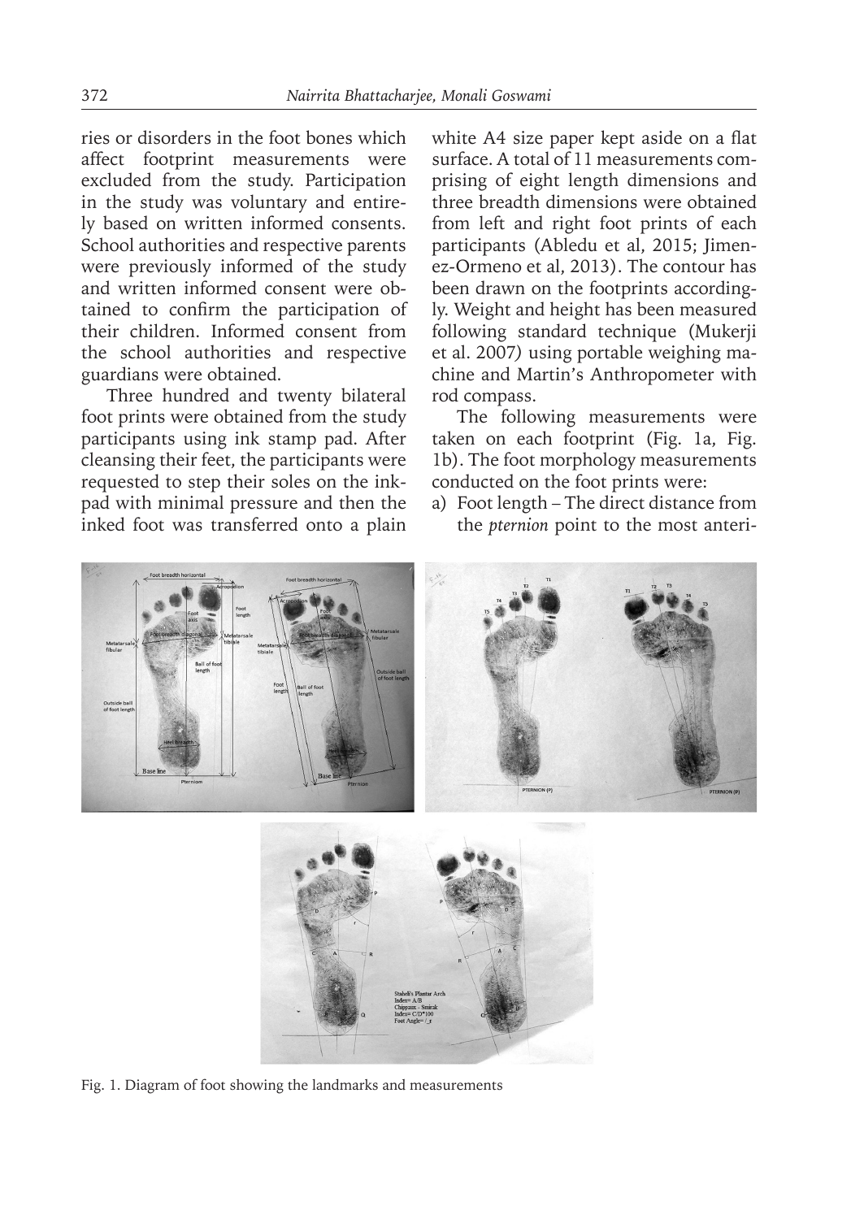ries or disorders in the foot bones which affect footprint measurements were excluded from the study. Participation in the study was voluntary and entirely based on written informed consents. School authorities and respective parents were previously informed of the study and written informed consent were obtained to confirm the participation of their children. Informed consent from the school authorities and respective guardians were obtained.

Three hundred and twenty bilateral foot prints were obtained from the study participants using ink stamp pad. After cleansing their feet, the participants were requested to step their soles on the ink-pad with minimal pressure and then the inked foot was transferred onto a plain white A4 size paper kept aside on a flat surface. A total of 11 measurements comprising of eight length dimensions and three breadth dimensions were obtained from left and right foot prints of each participants (Abledu et al, 2015; Jimenez-Ormeno et al, 2013). The contour has been drawn on the footprints accordingly. Weight and height has been measured following standard technique (Mukerji et al. 2007) using portable weighing machine and Martin's Anthropometer with rod compass.

The following measurements were taken on each footprint (Fig. 1a, Fig. 1b). The foot morphology measurements conducted on the foot prints were:

a) Foot length – The direct distance from the *pternion* point to the most anteri-

Fig. 1. Diagram of foot showing the landmarks and measurements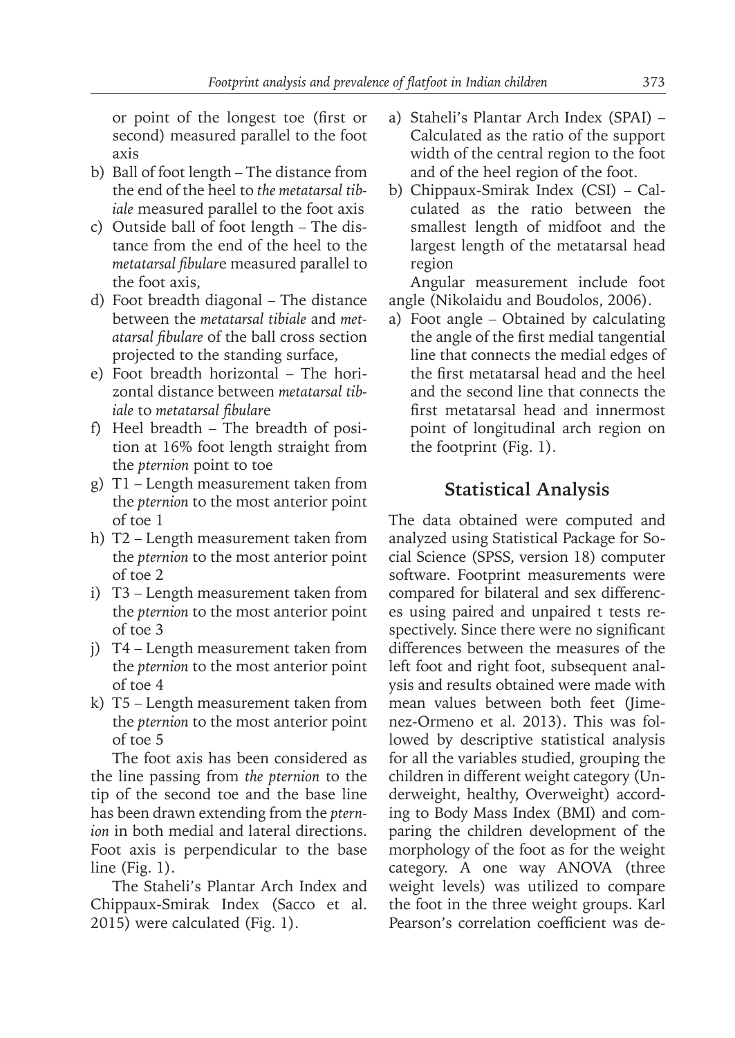or point of the longest toe (first or second) measured parallel to the foot axis

b) Ball of foot length – The distance from the end of the heel to *the metatarsal tibiale* measured parallel to the foot axis
c) Outside ball of foot length – The distance from the end of the heel to the *metatarsal fibular*e measured parallel to the foot axis,
d) Foot breadth diagonal – The distance between the *metatarsal tibiale* and *metatarsal fibulare* of the ball cross section projected to the standing surface,
e) Foot breadth horizontal – The horizontal distance between *metatarsal tibiale* to *metatarsal fibular*e
f) Heel breadth – The breadth of position at 16% foot length straight from the *pternion* point to toe
g) T1 – Length measurement taken from the *pternion* to the most anterior point of toe 1
h) T2 – Length measurement taken from the *pternion* to the most anterior point of toe 2
i) T3 – Length measurement taken from the *pternion* to the most anterior point of toe 3
j) T4 – Length measurement taken from the *pternion* to the most anterior point of toe 4
k) T5 – Length measurement taken from the *pternion* to the most anterior point of toe 5

The foot axis has been considered as the line passing from *the pternion* to the tip of the second toe and the base line has been drawn extending from the *pternion* in both medial and lateral directions. Foot axis is perpendicular to the base line (Fig. 1).

The Staheli's Plantar Arch Index and Chippaux-Smirak Index (Sacco et al. 2015) were calculated (Fig. 1).

a) Staheli's Plantar Arch Index (SPAI) – Calculated as the ratio of the support width of the central region to the foot and of the heel region of the foot.
b) Chippaux-Smirak Index (CSI) – Calculated as the ratio between the smallest length of midfoot and the largest length of the metatarsal head region

Angular measurement include foot angle (Nikolaidu and Boudolos, 2006).

a) Foot angle – Obtained by calculating the angle of the first medial tangential line that connects the medial edges of the first metatarsal head and the heel and the second line that connects the first metatarsal head and innermost point of longitudinal arch region on the footprint (Fig. 1).

## Statistical Analysis

The data obtained were computed and analyzed using Statistical Package for Social Science (SPSS, version 18) computer software. Footprint measurements were compared for bilateral and sex differences using paired and unpaired t tests respectively. Since there were no significant differences between the measures of the left foot and right foot, subsequent analysis and results obtained were made with mean values between both feet (Jimenez-Ormeno et al. 2013). This was followed by descriptive statistical analysis for all the variables studied, grouping the children in different weight category (Underweight, healthy, Overweight) according to Body Mass Index (BMI) and comparing the children development of the morphology of the foot as for the weight category. A one way ANOVA (three weight levels) was utilized to compare the foot in the three weight groups. Karl Pearson's correlation coefficient was de-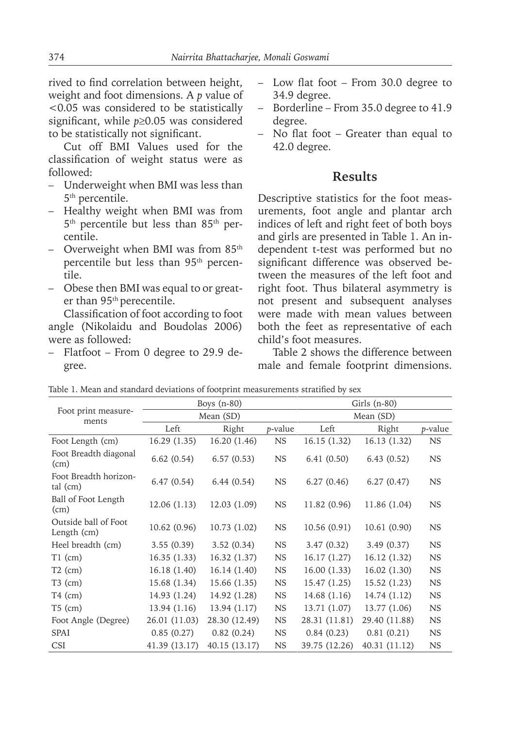rived to find correlation between height, weight and foot dimensions. A *p* value of $<0.05$ was considered to be statistically significant, while $p \geq 0.05$ was considered to be statistically not significant.

Cut off BMI Values used for the classification of weight status were as followed:

- Underweight when BMI was less than 5th percentile.
- Healthy weight when BMI was from 5th percentile but less than 85th percentile.
- Overweight when BMI was from 85th percentile but less than 95th percentile.
- Obese then BMI was equal to or greater than 95th perecentile.

Classification of foot according to foot angle (Nikolaidu and Boudolas 2006) were as followed:

- Flatfoot – From 0 degree to 29.9 degree.
- Low flat foot – From 30.0 degree to 34.9 degree.
- Borderline – From 35.0 degree to 41.9 degree.
- No flat foot – Greater than equal to 42.0 degree.

## Results

Descriptive statistics for the foot measurements, foot angle and plantar arch indices of left and right feet of both boys and girls are presented in Table 1. An independent t-test was performed but no significant difference was observed between the measures of the left foot and right foot. Thus bilateral asymmetry is not present and subsequent analyses were made with mean values between both the feet as representative of each child's foot measures.

Table 2 shows the difference between male and female footprint dimensions.

Table 1. Mean and standard deviations of footprint measurements stratified by sex

| Foot print measurements | Boys (n-80) | | | Girls (n-80) | | |
|---|---|---|---|---|---|---|
| | Mean (SD) | | | Mean (SD) | | |
| | Left | Right | *p*-value | Left | Right | *p*-value |
| Foot Length (cm) | 16.29 (1.35) | 16.20 (1.46) | NS | 16.15 (1.32) | 16.13 (1.32) | NS |
| Foot Breadth diagonal (cm) | 6.62 (0.54) | 6.57 (0.53) | NS | 6.41 (0.50) | 6.43 (0.52) | NS |
| Foot Breadth horizontal (cm) | 6.47 (0.54) | 6.44 (0.54) | NS | 6.27 (0.46) | 6.27 (0.47) | NS |
| Ball of Foot Length (cm) | 12.06 (1.13) | 12.03 (1.09) | NS | 11.82 (0.96) | 11.86 (1.04) | NS |
| Outside ball of Foot Length (cm) | 10.62 (0.96) | 10.73 (1.02) | NS | 10.56 (0.91) | 10.61 (0.90) | NS |
| Heel breadth (cm) | 3.55 (0.39) | 3.52 (0.34) | NS | 3.47 (0.32) | 3.49 (0.37) | NS |
| T1 (cm) | 16.35 (1.33) | 16.32 (1.37) | NS | 16.17 (1.27) | 16.12 (1.32) | NS |
| T2 (cm) | 16.18 (1.40) | 16.14 (1.40) | NS | 16.00 (1.33) | 16.02 (1.30) | NS |
| T3 (cm) | 15.68 (1.34) | 15.66 (1.35) | NS | 15.47 (1.25) | 15.52 (1.23) | NS |
| T4 (cm) | 14.93 (1.24) | 14.92 (1.28) | NS | 14.68 (1.16) | 14.74 (1.12) | NS |
| T5 (cm) | 13.94 (1.16) | 13.94 (1.17) | NS | 13.71 (1.07) | 13.77 (1.06) | NS |
| Foot Angle (Degree) | 26.01 (11.03) | 28.30 (12.49) | NS | 28.31 (11.81) | 29.40 (11.88) | NS |
| SPAI | 0.85 (0.27) | 0.82 (0.24) | NS | 0.84 (0.23) | 0.81 (0.21) | NS |
| CSI | 41.39 (13.17) | 40.15 (13.17) | NS | 39.75 (12.26) | 40.31 (11.12) | NS |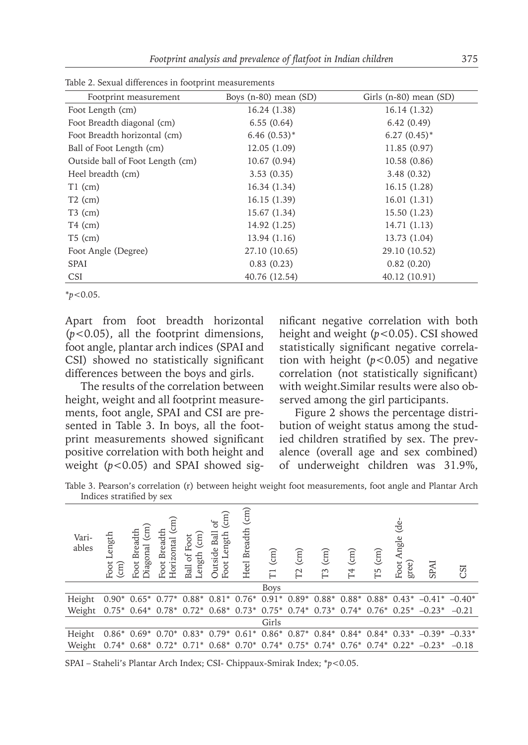Table 2. Sexual differences in footprint measurements

| Footprint measurement | Boys (n-80) mean (SD) | Girls (n-80) mean (SD) |
|---|---|---|
| Foot Length (cm) | 16.24 (1.38) | 16.14 (1.32) |
| Foot Breadth diagonal (cm) | 6.55 (0.64) | 6.42 (0.49) |
| Foot Breadth horizontal (cm) | 6.46 (0.53)* | 6.27 (0.45)* |
| Ball of Foot Length (cm) | 12.05 (1.09) | 11.85 (0.97) |
| Outside ball of Foot Length (cm) | 10.67 (0.94) | 10.58 (0.86) |
| Heel breadth (cm) | 3.53 (0.35) | 3.48 (0.32) |
| T1 (cm) | 16.34 (1.34) | 16.15 (1.28) |
| T2 (cm) | 16.15 (1.39) | 16.01 (1.31) |
| T3 (cm) | 15.67 (1.34) | 15.50 (1.23) |
| T4 (cm) | 14.92 (1.25) | 14.71 (1.13) |
| T5 (cm) | 13.94 (1.16) | 13.73 (1.04) |
| Foot Angle (Degree) | 27.10 (10.65) | 29.10 (10.52) |
| SPAI | 0.83 (0.23) | 0.82 (0.20) |
| CSI | 40.76 (12.54) | 40.12 (10.91) |

*$p<0.05$.

Apart from foot breadth horizontal ($p<0.05$), all the footprint dimensions, foot angle, plantar arch indices (SPAI and CSI) showed no statistically significant differences between the boys and girls.

The results of the correlation between height, weight and all footprint measurements, foot angle, SPAI and CSI are presented in Table 3. In boys, all the footprint measurements showed significant positive correlation with both height and weight ($p<0.05$) and SPAI showed significant negative correlation with both height and weight ($p<0.05$). CSI showed statistically significant negative correlation with height ($p<0.05$) and negative correlation (not statistically significant) with weight.Similar results were also observed among the girl participants.

Figure 2 shows the percentage distribution of weight status among the studied children stratified by sex. The prevalence (overall age and sex combined) of underweight children was 31.9%,

Table 3. Pearson's correlation (r) between height weight foot measurements, foot angle and Plantar Arch Indices stratified by sex

| Variables | Foot Length (cm) | Foot Breadth Diagonal (cm) | Foot Breadth Horizontal (cm) | Ball of Foot Length (cm) | Outside Ball of Foot Length (cm) | Heel Breadth (cm) | T1 (cm) | T2 (cm) | T3 (cm) | T4 (cm) | T5 (cm) | Foot Angle (degree) | SPAI | CSI |
|---|---|---|---|---|---|---|---|---|---|---|---|---|---|---|
| | | | | | | | Boys | | | | | | | |
| Height | 0.90* | 0.65* | 0.77* | 0.88* | 0.81* | 0.76* | 0.91* | 0.89* | 0.88* | 0.88* | 0.88* | 0.43* | –0.41* | –0.40* |
| Weight | 0.75* | 0.64* | 0.78* | 0.72* | 0.68* | 0.73* | 0.75* | 0.74* | 0.73* | 0.74* | 0.76* | 0.25* | –0.23* | –0.21 |
| | | | | | | | Girls | | | | | | | |
| Height | 0.86* | 0.69* | 0.70* | 0.83* | 0.79* | 0.61* | 0.86* | 0.87* | 0.84* | 0.84* | 0.84* | 0.33* | –0.39* | –0.33* |
| Weight | 0.74* | 0.68* | 0.72* | 0.71* | 0.68* | 0.70* | 0.74* | 0.75* | 0.74* | 0.76* | 0.74* | 0.22* | –0.23* | –0.18 |

SPAI – Staheli's Plantar Arch Index; CSI- Chippaux-Smirak Index; *$p<0.05$.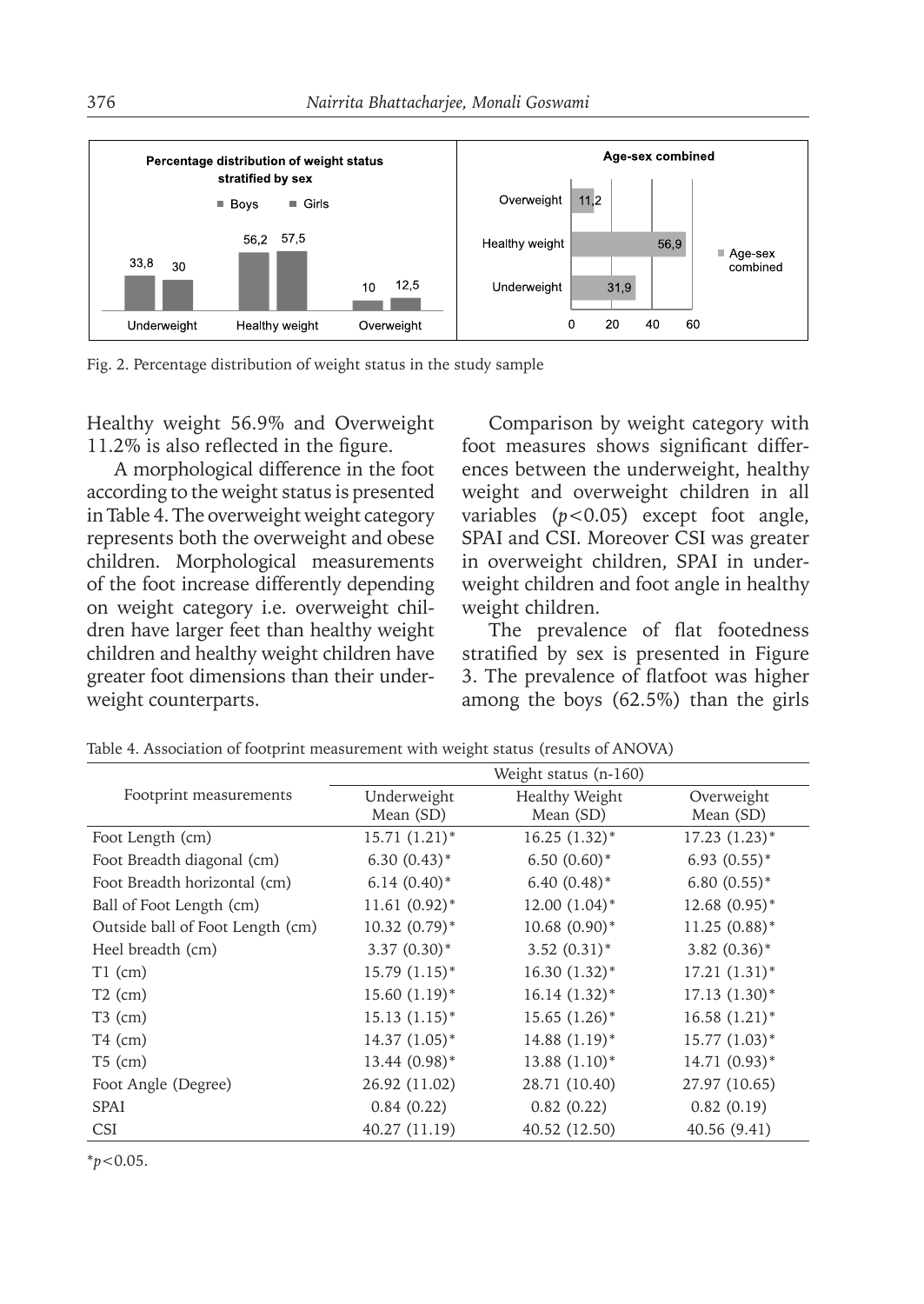Fig. 2. Percentage distribution of weight status in the study sample

Healthy weight 56.9% and Overweight 11.2% is also reflected in the figure.

A morphological difference in the foot according to the weight status is presented in Table 4. The overweight weight category represents both the overweight and obese children. Morphological measurements of the foot increase differently depending on weight category i.e. overweight children have larger feet than healthy weight children and healthy weight children have greater foot dimensions than their underweight counterparts.

Comparison by weight category with foot measures shows significant differences between the underweight, healthy weight and overweight children in all variables ($p<0.05$) except foot angle, SPAI and CSI. Moreover CSI was greater in overweight children, SPAI in underweight children and foot angle in healthy weight children.

The prevalence of flat footedness stratified by sex is presented in Figure 3. The prevalence of flatfoot was higher among the boys (62.5%) than the girls

Table 4. Association of footprint measurement with weight status (results of ANOVA)

| Footprint measurements | Weight status (n-160) | | |
|---|---|---|---|
| | Underweight Mean (SD) | Healthy Weight Mean (SD) | Overweight Mean (SD) |
| Foot Length (cm) | 15.71 (1.21)* | 16.25 (1.32)* | 17.23 (1.23)* |
| Foot Breadth diagonal (cm) | 6.30 (0.43)* | 6.50 (0.60)* | 6.93 (0.55)* |
| Foot Breadth horizontal (cm) | 6.14 (0.40)* | 6.40 (0.48)* | 6.80 (0.55)* |
| Ball of Foot Length (cm) | 11.61 (0.92)* | 12.00 (1.04)* | 12.68 (0.95)* |
| Outside ball of Foot Length (cm) | 10.32 (0.79)* | 10.68 (0.90)* | 11.25 (0.88)* |
| Heel breadth (cm) | 3.37 (0.30)* | 3.52 (0.31)* | 3.82 (0.36)* |
| T1 (cm) | 15.79 (1.15)* | 16.30 (1.32)* | 17.21 (1.31)* |
| T2 (cm) | 15.60 (1.19)* | 16.14 (1.32)* | 17.13 (1.30)* |
| T3 (cm) | 15.13 (1.15)* | 15.65 (1.26)* | 16.58 (1.21)* |
| T4 (cm) | 14.37 (1.05)* | 14.88 (1.19)* | 15.77 (1.03)* |
| T5 (cm) | 13.44 (0.98)* | 13.88 (1.10)* | 14.71 (0.93)* |
| Foot Angle (Degree) | 26.92 (11.02) | 28.71 (10.40) | 27.97 (10.65) |
| SPAI | 0.84 (0.22) | 0.82 (0.22) | 0.82 (0.19) |
| CSI | 40.27 (11.19) | 40.52 (12.50) | 40.56 (9.41) |

*$p<0.05$.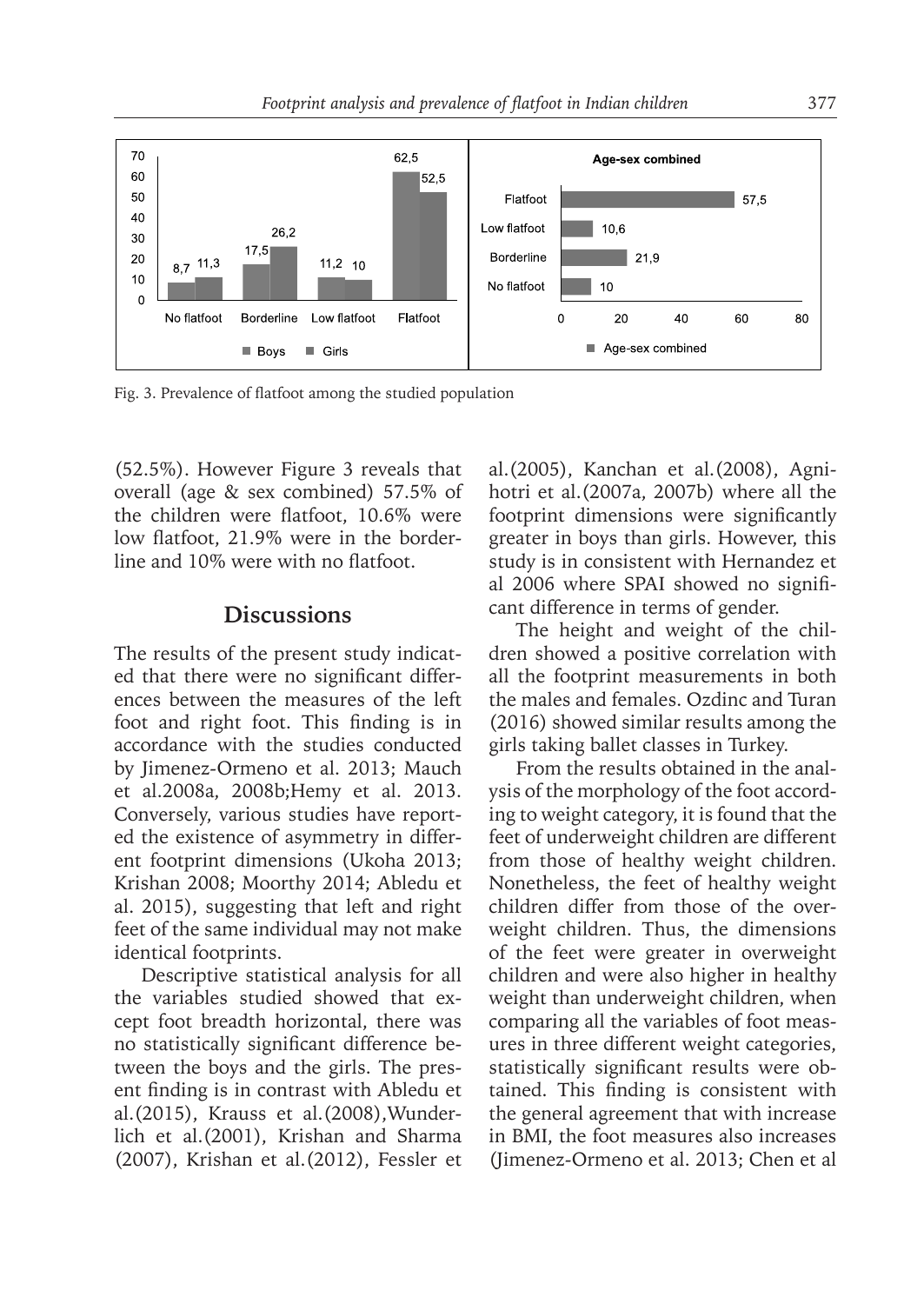Fig. 3. Prevalence of flatfoot among the studied population

(52.5%). However Figure 3 reveals that overall (age & sex combined) 57.5% of the children were flatfoot, 10.6% were low flatfoot, 21.9% were in the borderline and 10% were with no flatfoot.

## Discussions

The results of the present study indicated that there were no significant differences between the measures of the left foot and right foot. This finding is in accordance with the studies conducted by Jimenez-Ormeno et al. 2013; Mauch et al.2008a, 2008b;Hemy et al. 2013. Conversely, various studies have reported the existence of asymmetry in different footprint dimensions (Ukoha 2013; Krishan 2008; Moorthy 2014; Abledu et al. 2015), suggesting that left and right feet of the same individual may not make identical footprints.

Descriptive statistical analysis for all the variables studied showed that except foot breadth horizontal, there was no statistically significant difference between the boys and the girls. The present finding is in contrast with Abledu et al.(2015), Krauss et al.(2008),Wunderlich et al.(2001), Krishan and Sharma (2007), Krishan et al.(2012), Fessler et al.(2005), Kanchan et al.(2008), Agnihotri et al.(2007a, 2007b) where all the footprint dimensions were significantly greater in boys than girls. However, this study is in consistent with Hernandez et al 2006 where SPAI showed no significant difference in terms of gender.

The height and weight of the children showed a positive correlation with all the footprint measurements in both the males and females. Ozdinc and Turan (2016) showed similar results among the girls taking ballet classes in Turkey.

From the results obtained in the analysis of the morphology of the foot according to weight category, it is found that the feet of underweight children are different from those of healthy weight children. Nonetheless, the feet of healthy weight children differ from those of the overweight children. Thus, the dimensions of the feet were greater in overweight children and were also higher in healthy weight than underweight children, when comparing all the variables of foot measures in three different weight categories, statistically significant results were obtained. This finding is consistent with the general agreement that with increase in BMI, the foot measures also increases (Jimenez-Ormeno et al. 2013; Chen et al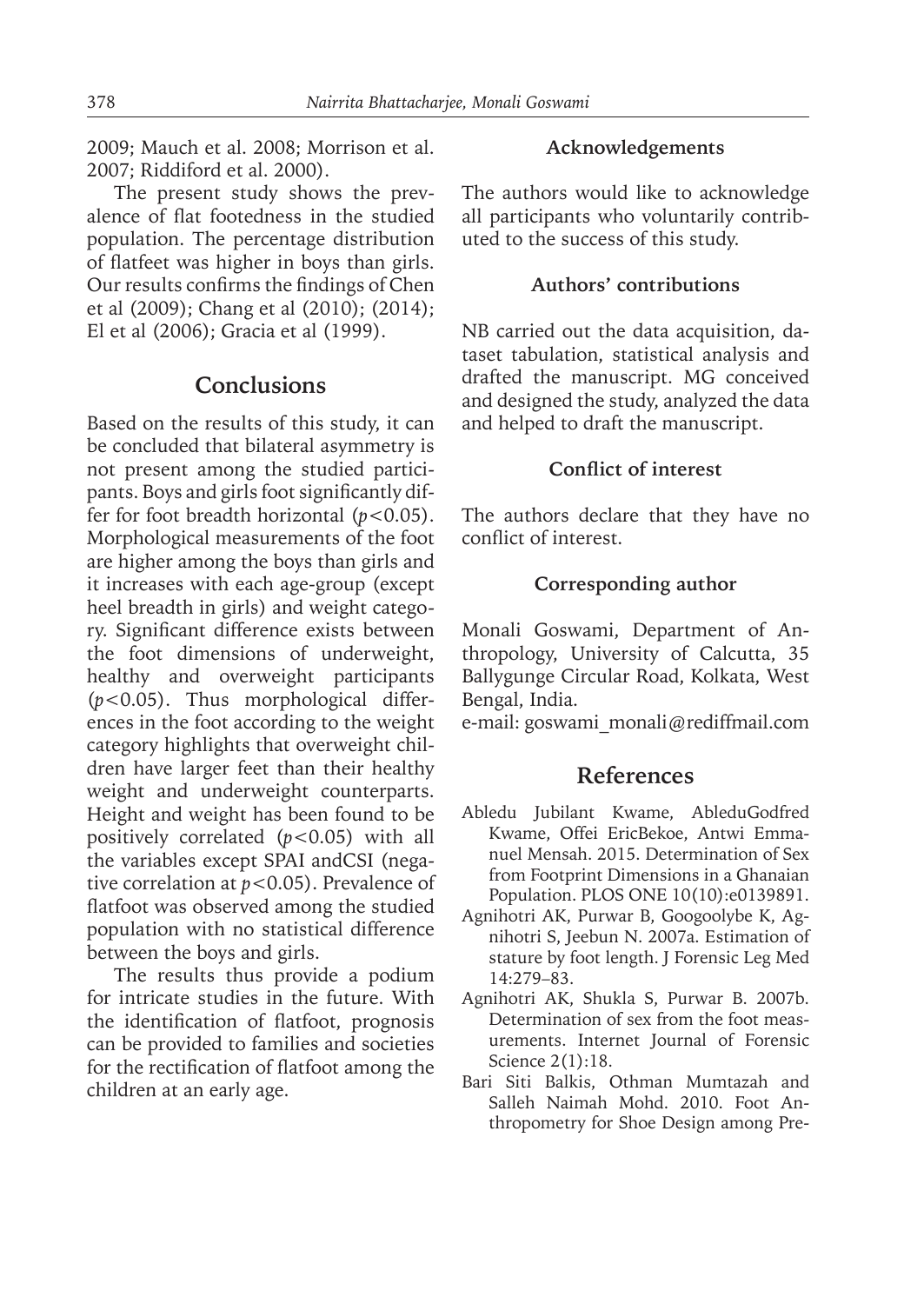2009; Mauch et al. 2008; Morrison et al. 2007; Riddiford et al. 2000).

The present study shows the prevalence of flat footedness in the studied population. The percentage distribution of flatfeet was higher in boys than girls. Our results confirms the findings of Chen et al (2009); Chang et al (2010); (2014); El et al (2006); Gracia et al (1999).

## Conclusions

Based on the results of this study, it can be concluded that bilateral asymmetry is not present among the studied participants. Boys and girls foot significantly differ for foot breadth horizontal ($p<0.05$). Morphological measurements of the foot are higher among the boys than girls and it increases with each age-group (except heel breadth in girls) and weight category. Significant difference exists between the foot dimensions of underweight, healthy and overweight participants ($p<0.05$). Thus morphological differences in the foot according to the weight category highlights that overweight children have larger feet than their healthy weight and underweight counterparts. Height and weight has been found to be positively correlated ($p<0.05$) with all the variables except SPAI andCSI (negative correlation at $p<0.05$). Prevalence of flatfoot was observed among the studied population with no statistical difference between the boys and girls.

The results thus provide a podium for intricate studies in the future. With the identification of flatfoot, prognosis can be provided to families and societies for the rectification of flatfoot among the children at an early age.

### Acknowledgements

The authors would like to acknowledge all participants who voluntarily contributed to the success of this study.

### Authors' contributions

NB carried out the data acquisition, dataset tabulation, statistical analysis and drafted the manuscript. MG conceived and designed the study, analyzed the data and helped to draft the manuscript.

### Conflict of interest

The authors declare that they have no conflict of interest.

### Corresponding author

Monali Goswami, Department of Anthropology, University of Calcutta, 35 Ballygunge Circular Road, Kolkata, West Bengal, India.
e-mail: goswami_monali@rediffmail.com

## References

Abledu Jubilant Kwame, AbleduGodfred Kwame, Offei EricBekoe, Antwi Emmanuel Mensah. 2015. Determination of Sex from Footprint Dimensions in a Ghanaian Population. PLOS ONE 10(10):e0139891.

Agnihotri AK, Purwar B, Googoolybe K, Agnihotri S, Jeebun N. 2007a. Estimation of stature by foot length. J Forensic Leg Med 14:279–83.

Agnihotri AK, Shukla S, Purwar B. 2007b. Determination of sex from the foot measurements. Internet Journal of Forensic Science 2(1):18.

Bari Siti Balkis, Othman Mumtazah and Salleh Naimah Mohd. 2010. Foot Anthropometry for Shoe Design among Pre-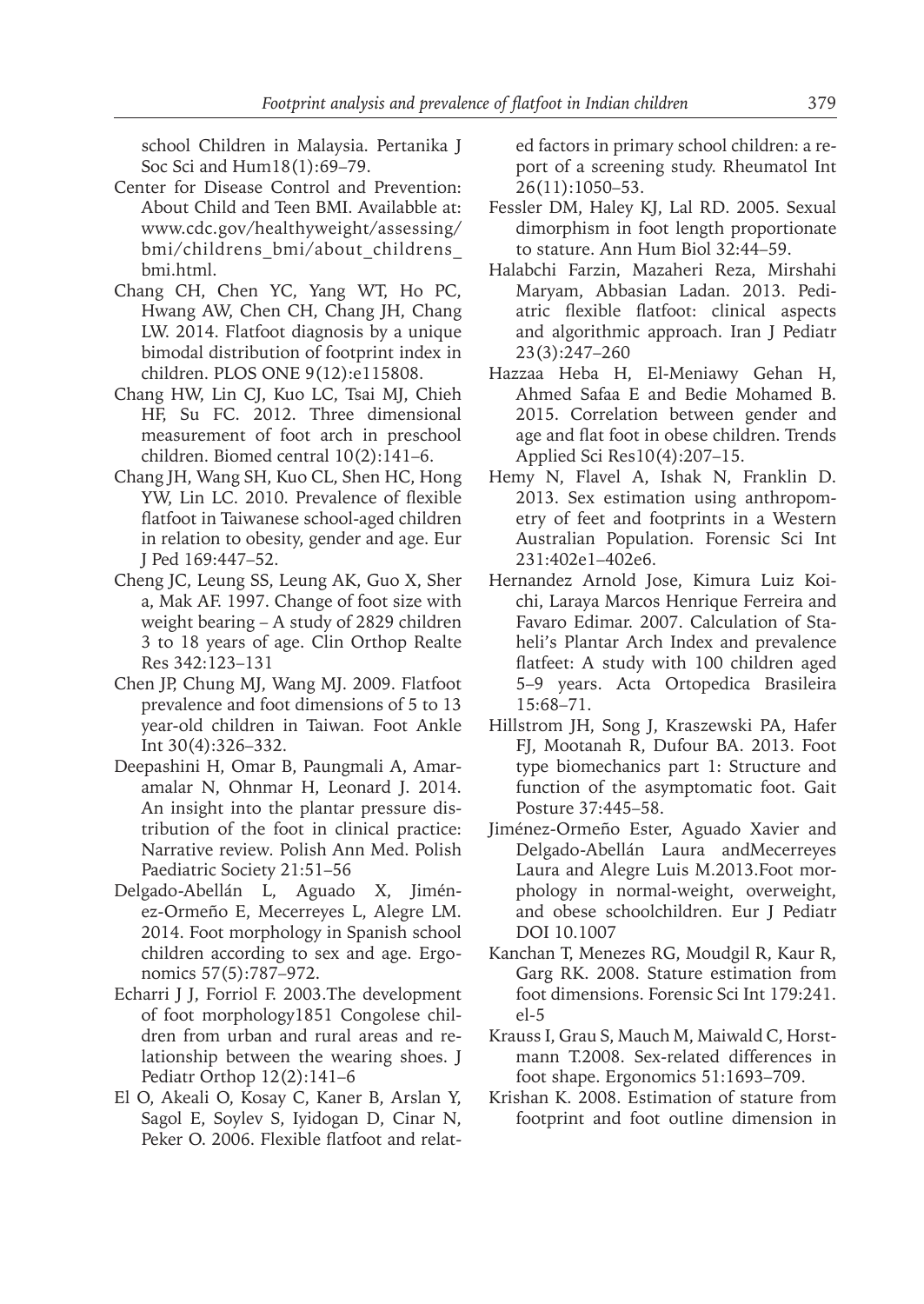school Children in Malaysia. Pertanika J Soc Sci and Hum18(1):69–79.

Center for Disease Control and Prevention: About Child and Teen BMI. Availabble at: www.cdc.gov/healthyweight/assessing/bmi/childrens_bmi/about_childrens_bmi.html.

Chang CH, Chen YC, Yang WT, Ho PC, Hwang AW, Chen CH, Chang JH, Chang LW. 2014. Flatfoot diagnosis by a unique bimodal distribution of footprint index in children. PLOS ONE 9(12):e115808.

Chang HW, Lin CJ, Kuo LC, Tsai MJ, Chieh HF, Su FC. 2012. Three dimensional measurement of foot arch in preschool children. Biomed central 10(2):141–6.

Chang JH, Wang SH, Kuo CL, Shen HC, Hong YW, Lin LC. 2010. Prevalence of flexible flatfoot in Taiwanese school-aged children in relation to obesity, gender and age. Eur J Ped 169:447–52.

Cheng JC, Leung SS, Leung AK, Guo X, Sher a, Mak AF. 1997. Change of foot size with weight bearing – A study of 2829 children 3 to 18 years of age. Clin Orthop Realte Res 342:123–131

Chen JP, Chung MJ, Wang MJ. 2009. Flatfoot prevalence and foot dimensions of 5 to 13 year-old children in Taiwan. Foot Ankle Int 30(4):326–332.

Deepashini H, Omar B, Paungmali A, Amaramalar N, Ohnmar H, Leonard J. 2014. An insight into the plantar pressure distribution of the foot in clinical practice: Narrative review. Polish Ann Med. Polish Paediatric Society 21:51–56

Delgado-Abellán L, Aguado X, Jiménez-Ormeño E, Mecerreyes L, Alegre LM. 2014. Foot morphology in Spanish school children according to sex and age. Ergonomics 57(5):787–972.

Echarri J J, Forriol F. 2003.The development of foot morphology1851 Congolese children from urban and rural areas and relationship between the wearing shoes. J Pediatr Orthop 12(2):141–6

El O, Akeali O, Kosay C, Kaner B, Arslan Y, Sagol E, Soylev S, Iyidogan D, Cinar N, Peker O. 2006. Flexible flatfoot and related factors in primary school children: a report of a screening study. Rheumatol Int 26(11):1050–53.

Fessler DM, Haley KJ, Lal RD. 2005. Sexual dimorphism in foot length proportionate to stature. Ann Hum Biol 32:44–59.

Halabchi Farzin, Mazaheri Reza, Mirshahi Maryam, Abbasian Ladan. 2013. Pediatric flexible flatfoot: clinical aspects and algorithmic approach. Iran J Pediatr 23(3):247–260

Hazzaa Heba H, El-Meniawy Gehan H, Ahmed Safaa E and Bedie Mohamed B. 2015. Correlation between gender and age and flat foot in obese children. Trends Applied Sci Res10(4):207–15.

Hemy N, Flavel A, Ishak N, Franklin D. 2013. Sex estimation using anthropometry of feet and footprints in a Western Australian Population. Forensic Sci Int 231:402e1–402e6.

Hernandez Arnold Jose, Kimura Luiz Koichi, Laraya Marcos Henrique Ferreira and Favaro Edimar. 2007. Calculation of Staheli's Plantar Arch Index and prevalence flatfeet: A study with 100 children aged 5–9 years. Acta Ortopedica Brasileira 15:68–71.

Hillstrom JH, Song J, Kraszewski PA, Hafer FJ, Mootanah R, Dufour BA. 2013. Foot type biomechanics part 1: Structure and function of the asymptomatic foot. Gait Posture 37:445–58.

Jiménez-Ormeño Ester, Aguado Xavier and Delgado-Abellán Laura andMecerreyes Laura and Alegre Luis M.2013.Foot morphology in normal-weight, overweight, and obese schoolchildren. Eur J Pediatr DOI 10.1007

Kanchan T, Menezes RG, Moudgil R, Kaur R, Garg RK. 2008. Stature estimation from foot dimensions. Forensic Sci Int 179:241.el-5

Krauss I, Grau S, Mauch M, Maiwald C, Horstmann T.2008. Sex-related differences in foot shape. Ergonomics 51:1693–709.

Krishan K. 2008. Estimation of stature from footprint and foot outline dimension in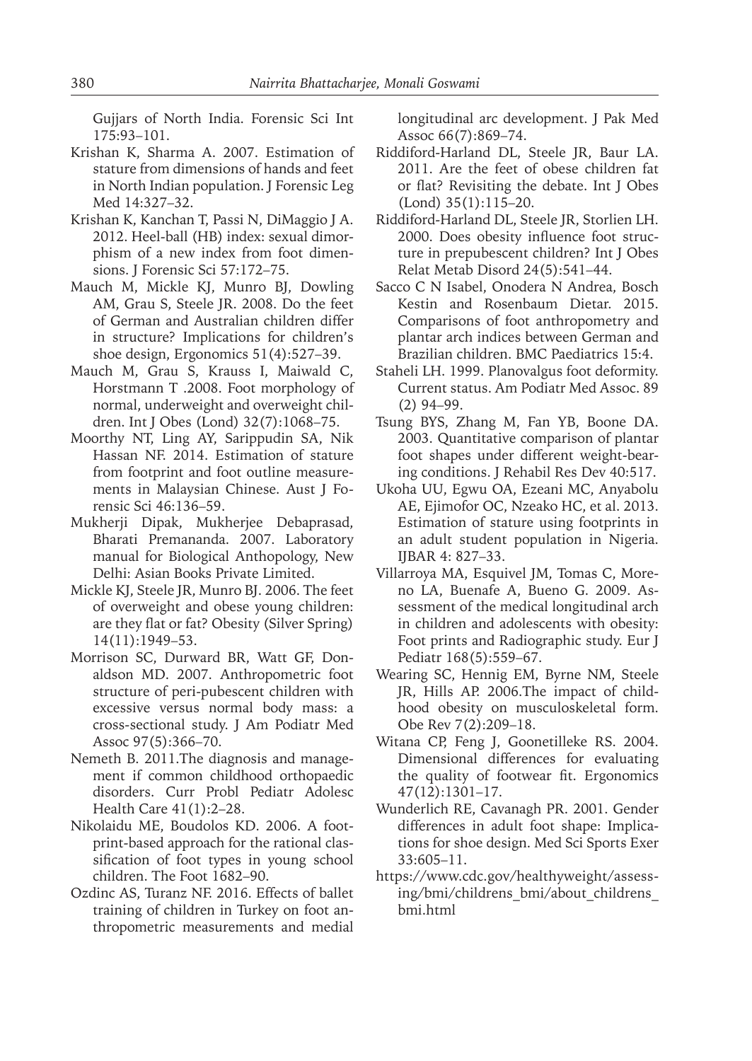Gujjars of North India. Forensic Sci Int 175:93–101.

Krishan K, Sharma A. 2007. Estimation of stature from dimensions of hands and feet in North Indian population. J Forensic Leg Med 14:327–32.

Krishan K, Kanchan T, Passi N, DiMaggio J A. 2012. Heel-ball (HB) index: sexual dimorphism of a new index from foot dimensions. J Forensic Sci 57:172–75.

Mauch M, Mickle KJ, Munro BJ, Dowling AM, Grau S, Steele JR. 2008. Do the feet of German and Australian children differ in structure? Implications for children's shoe design, Ergonomics 51(4):527–39.

Mauch M, Grau S, Krauss I, Maiwald C, Horstmann T .2008. Foot morphology of normal, underweight and overweight children. Int J Obes (Lond) 32(7):1068–75.

Moorthy NT, Ling AY, Sarippudin SA, Nik Hassan NF. 2014. Estimation of stature from footprint and foot outline measurements in Malaysian Chinese. Aust J Forensic Sci 46:136–59.

Mukherji Dipak, Mukherjee Debaprasad, Bharati Premananda. 2007. Laboratory manual for Biological Anthopology, New Delhi: Asian Books Private Limited.

Mickle KJ, Steele JR, Munro BJ. 2006. The feet of overweight and obese young children: are they flat or fat? Obesity (Silver Spring) 14(11):1949–53.

Morrison SC, Durward BR, Watt GF, Donaldson MD. 2007. Anthropometric foot structure of peri-pubescent children with excessive versus normal body mass: a cross-sectional study. J Am Podiatr Med Assoc 97(5):366–70.

Nemeth B. 2011.The diagnosis and management if common childhood orthopaedic disorders. Curr Probl Pediatr Adolesc Health Care 41(1):2–28.

Nikolaidu ME, Boudolos KD. 2006. A footprint-based approach for the rational classification of foot types in young school children. The Foot 1682–90.

Ozdinc AS, Turanz NF. 2016. Effects of ballet training of children in Turkey on foot anthropometric measurements and medial longitudinal arc development. J Pak Med Assoc 66(7):869–74.

Riddiford-Harland DL, Steele JR, Baur LA. 2011. Are the feet of obese children fat or flat? Revisiting the debate. Int J Obes (Lond) 35(1):115–20.

Riddiford-Harland DL, Steele JR, Storlien LH. 2000. Does obesity influence foot structure in prepubescent children? Int J Obes Relat Metab Disord 24(5):541–44.

Sacco C N Isabel, Onodera N Andrea, Bosch Kestin and Rosenbaum Dietar. 2015. Comparisons of foot anthropometry and plantar arch indices between German and Brazilian children. BMC Paediatrics 15:4.

Staheli LH. 1999. Planovalgus foot deformity. Current status. Am Podiatr Med Assoc. 89 (2) 94–99.

Tsung BYS, Zhang M, Fan YB, Boone DA. 2003. Quantitative comparison of plantar foot shapes under different weight-bearing conditions. J Rehabil Res Dev 40:517.

Ukoha UU, Egwu OA, Ezeani MC, Anyabolu AE, Ejimofor OC, Nzeako HC, et al. 2013. Estimation of stature using footprints in an adult student population in Nigeria. IJBAR 4: 827–33.

Villarroya MA, Esquivel JM, Tomas C, Moreno LA, Buenafe A, Bueno G. 2009. Assessment of the medical longitudinal arch in children and adolescents with obesity: Foot prints and Radiographic study. Eur J Pediatr 168(5):559–67.

Wearing SC, Hennig EM, Byrne NM, Steele JR, Hills AP. 2006.The impact of childhood obesity on musculoskeletal form. Obe Rev 7(2):209–18.

Witana CP, Feng J, Goonetilleke RS. 2004. Dimensional differences for evaluating the quality of footwear fit. Ergonomics 47(12):1301–17.

Wunderlich RE, Cavanagh PR. 2001. Gender differences in adult foot shape: Implications for shoe design. Med Sci Sports Exer 33:605–11.

https://www.cdc.gov/healthyweight/assessing/bmi/childrens_bmi/about_childrens_bmi.html